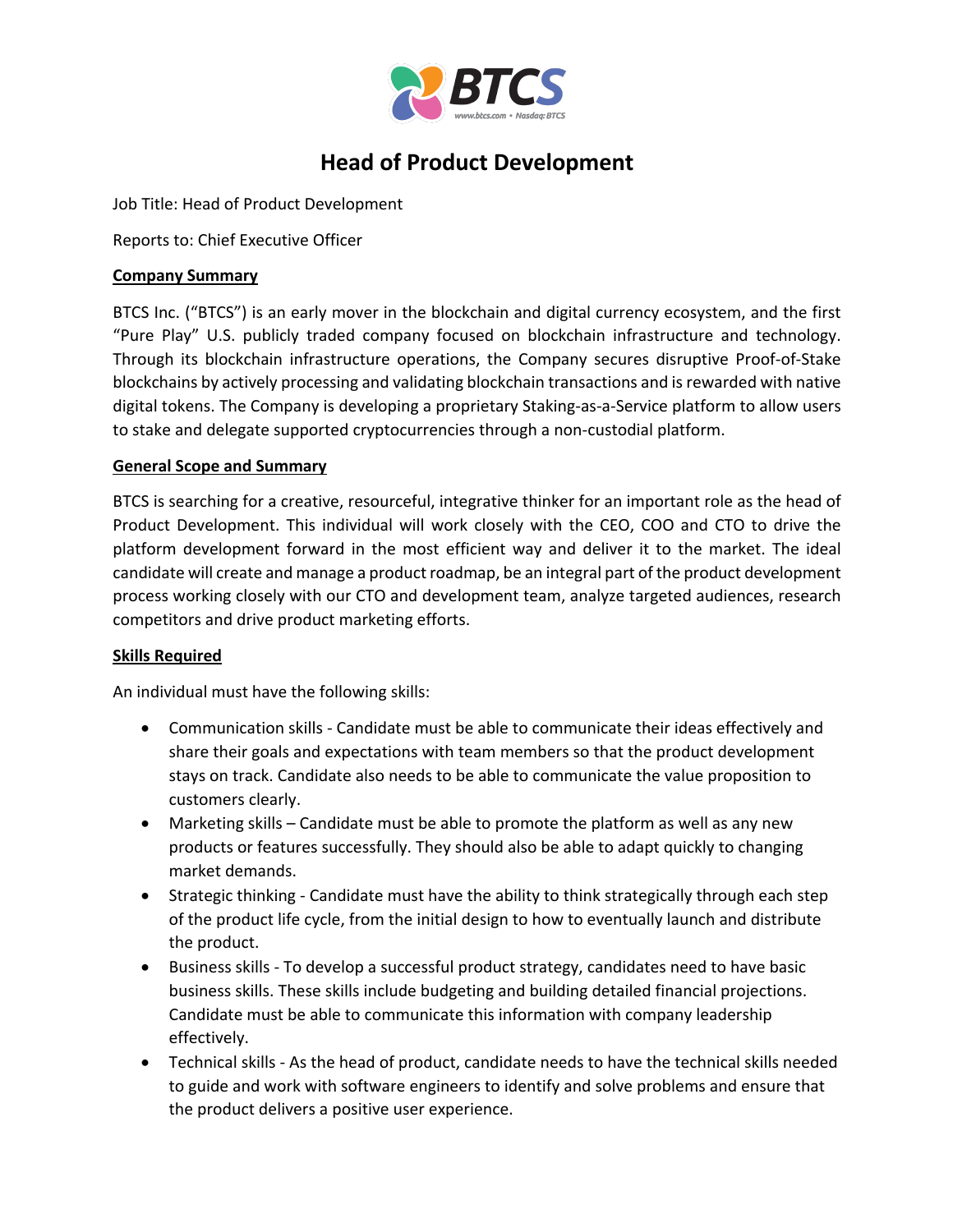# Head of Product Development

Job Title: Head of Product Development

Reports to: Chief Executive Officer

## Company Summary

BTCS Inc. ("BTCS") is an early mover in the blockchain and digital currency ecosystem, and the first "Pure Play" U.S. publicly traded company focused on blockchain infrastructure and technology. Through its blockchain infrastructure operations, the Company secures disruptive Proof-of-Stake blockchains by actively processing and validating blockchain transactions and is rewarded with native digital tokens. The Company is developing a proprietary Staking-as-a-Service platform to allow users to stake and delegate supported cryptocurrencies through a non-custodial platform.

## General Scope and Summary

BTCS is searching for a creative, resourceful, integrative thinker for an important role as the head of Product Development. This individual will work closely with the CEO, COO and CTO to drive the platform development forward in the most efficient way and deliver it to the market. The ideal candidate will create and manage a product roadmap, be an integral part of the product development process working closely with our CTO and development team, analyze targeted audiences, research competitors and drive product marketing efforts.

## Skills Required

An individual must have the following skills:

- Communication skills - Candidate must be able to communicate their ideas effectively and share their goals and expectations with team members so that the product development stays on track. Candidate also needs to be able to communicate the value proposition to customers clearly.
- Marketing skills – Candidate must be able to promote the platform as well as any new products or features successfully. They should also be able to adapt quickly to changing market demands.
- Strategic thinking - Candidate must have the ability to think strategically through each step of the product life cycle, from the initial design to how to eventually launch and distribute the product.
- Business skills - To develop a successful product strategy, candidates need to have basic business skills. These skills include budgeting and building detailed financial projections. Candidate must be able to communicate this information with company leadership effectively.
- Technical skills - As the head of product, candidate needs to have the technical skills needed to guide and work with software engineers to identify and solve problems and ensure that the product delivers a positive user experience.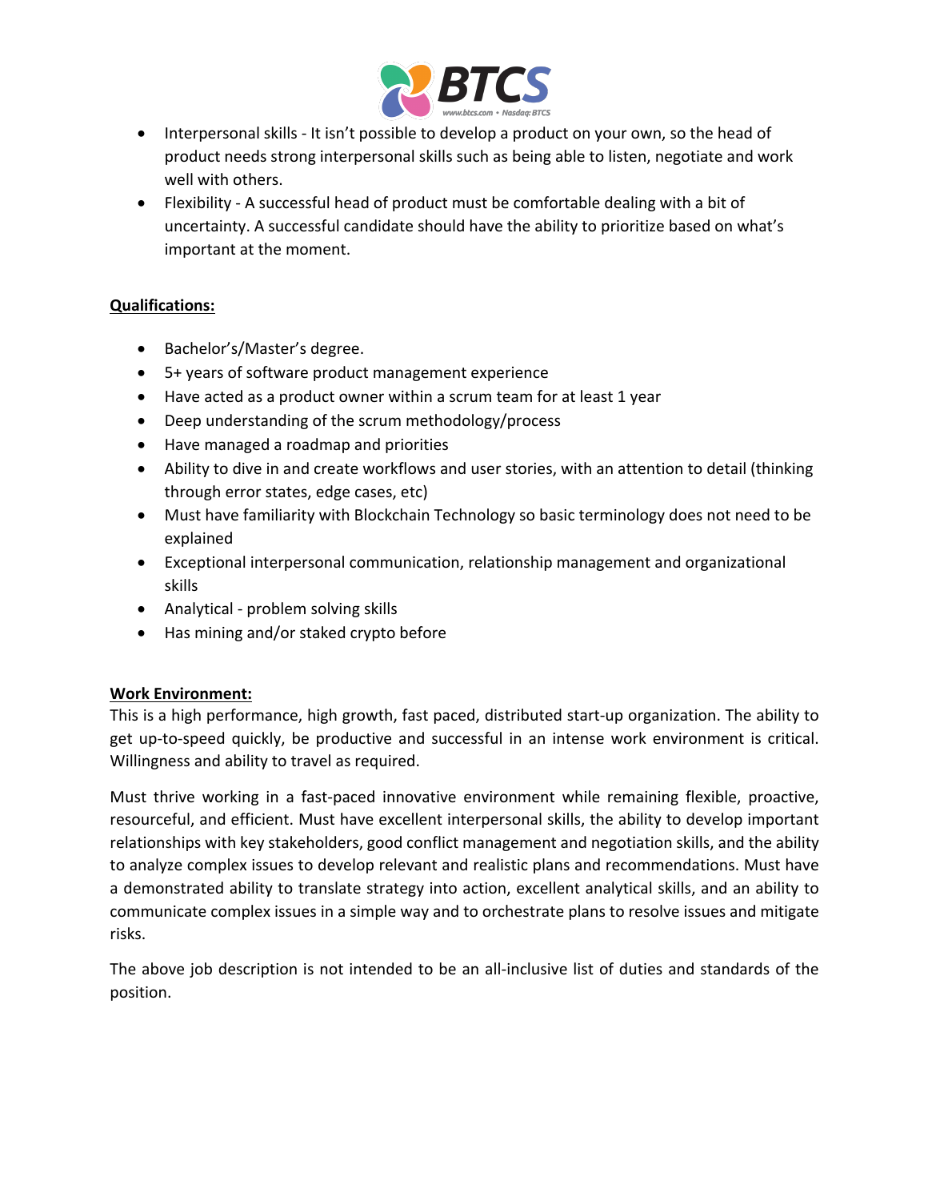- Interpersonal skills - It isn't possible to develop a product on your own, so the head of product needs strong interpersonal skills such as being able to listen, negotiate and work well with others.
- Flexibility - A successful head of product must be comfortable dealing with a bit of uncertainty. A successful candidate should have the ability to prioritize based on what's important at the moment.

**Qualifications:**

- Bachelor's/Master's degree.
- 5+ years of software product management experience
- Have acted as a product owner within a scrum team for at least 1 year
- Deep understanding of the scrum methodology/process
- Have managed a roadmap and priorities
- Ability to dive in and create workflows and user stories, with an attention to detail (thinking through error states, edge cases, etc)
- Must have familiarity with Blockchain Technology so basic terminology does not need to be explained
- Exceptional interpersonal communication, relationship management and organizational skills
- Analytical - problem solving skills
- Has mining and/or staked crypto before

**Work Environment:**

This is a high performance, high growth, fast paced, distributed start-up organization. The ability to get up-to-speed quickly, be productive and successful in an intense work environment is critical. Willingness and ability to travel as required.

Must thrive working in a fast-paced innovative environment while remaining flexible, proactive, resourceful, and efficient. Must have excellent interpersonal skills, the ability to develop important relationships with key stakeholders, good conflict management and negotiation skills, and the ability to analyze complex issues to develop relevant and realistic plans and recommendations. Must have a demonstrated ability to translate strategy into action, excellent analytical skills, and an ability to communicate complex issues in a simple way and to orchestrate plans to resolve issues and mitigate risks.

The above job description is not intended to be an all-inclusive list of duties and standards of the position.